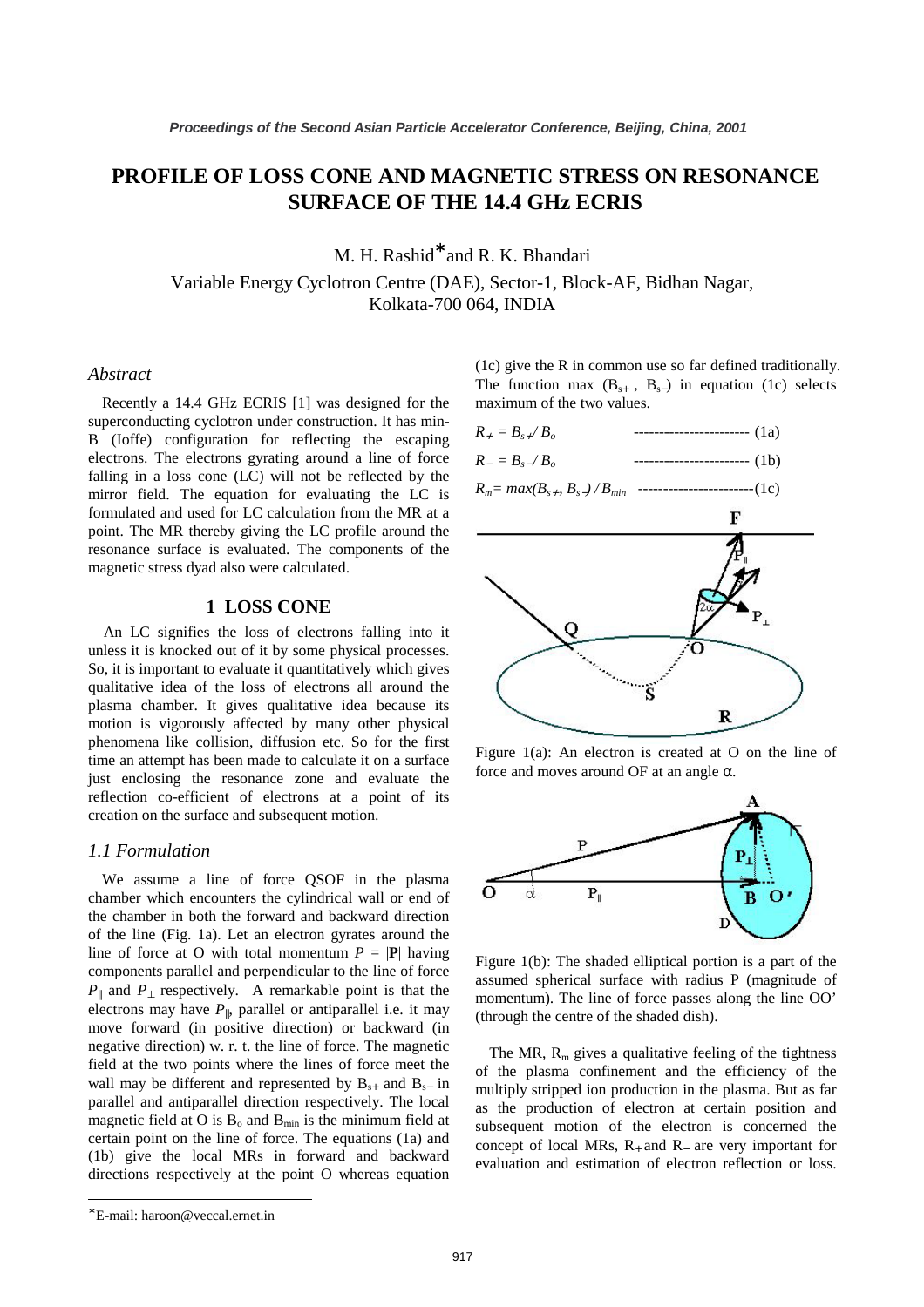# PROFILE OF LOSS CONE AND MAGNETIC STRESS ON RESONANCE SURFACE OF THE 14.4 GHz ECRIS

M. H. Rashid* and R. K. Bhandari

Variable Energy Cyclotron Centre (DAE), Sector-1, Block-AF, Bidhan Nagar, Kolkata-700 064, INDIA

## *Abstract*

Recently a 14.4 GHz ECRIS [1] was designed for the superconducting cyclotron under construction. It has min-B (Ioffe) configuration for reflecting the escaping electrons. The electrons gyrating around a line of force falling in a loss cone (LC) will not be reflected by the mirror field. The equation for evaluating the LC is formulated and used for LC calculation from the MR at a point. The MR thereby giving the LC profile around the resonance surface is evaluated. The components of the magnetic stress dyad also were calculated.

## 1 LOSS CONE

An LC signifies the loss of electrons falling into it unless it is knocked out of it by some physical processes. So, it is important to evaluate it quantitatively which gives qualitative idea of the loss of electrons all around the plasma chamber. It gives qualitative idea because its motion is vigorously affected by many other physical phenomena like collision, diffusion etc. So for the first time an attempt has been made to calculate it on a surface just enclosing the resonance zone and evaluate the reflection co-efficient of electrons at a point of its creation on the surface and subsequent motion.

### *1.1 Formulation*

We assume a line of force QSOF in the plasma chamber which encounters the cylindrical wall or end of the chamber in both the forward and backward direction of the line (Fig. 1a). Let an electron gyrates around the line of force at O with total momentum $P = |\mathbf{P}|$ having components parallel and perpendicular to the line of force $P_{\|}$ and $P_{\perp}$ respectively. A remarkable point is that the electrons may have $P_{\|}$, parallel or antiparallel i.e. it may move forward (in positive direction) or backward (in negative direction) w. r. t. the line of force. The magnetic field at the two points where the lines of force meet the wall may be different and represented by $B_{s+}$ and $B_{s-}$ in parallel and antiparallel direction respectively. The local magnetic field at O is $B_o$ and $B_{min}$ is the minimum field at certain point on the line of force. The equations (1a) and (1b) give the local MRs in forward and backward directions respectively at the point O whereas equation (1c) give the R in common use so far defined traditionally. The function max $(B_{s+}, B_{s-})$ in equation (1c) selects maximum of the two values.

$$R_{+} = B_{s+}/B_o \quad \text{-----------------------} \quad (1a)$$

$$R_{-} = B_{s-}/B_o \quad \text{-----------------------} \quad (1b)$$

$$R_m = max(B_{s+}, B_{s-})/B_{min} \quad \text{-----------------------} \quad (1c)$$

Figure 1(a): An electron is created at O on the line of force and moves around OF at an angle α.

Figure 1(b): The shaded elliptical portion is a part of the assumed spherical surface with radius P (magnitude of momentum). The line of force passes along the line OO' (through the centre of the shaded dish).

The MR, $R_m$ gives a qualitative feeling of the tightness of the plasma confinement and the efficiency of the multiply stripped ion production in the plasma. But as far as the production of electron at certain position and subsequent motion of the electron is concerned the concept of local MRs, $R_{+}$ and $R_{-}$ are very important for evaluation and estimation of electron reflection or loss.

*E-mail: haroon@veccal.ernet.in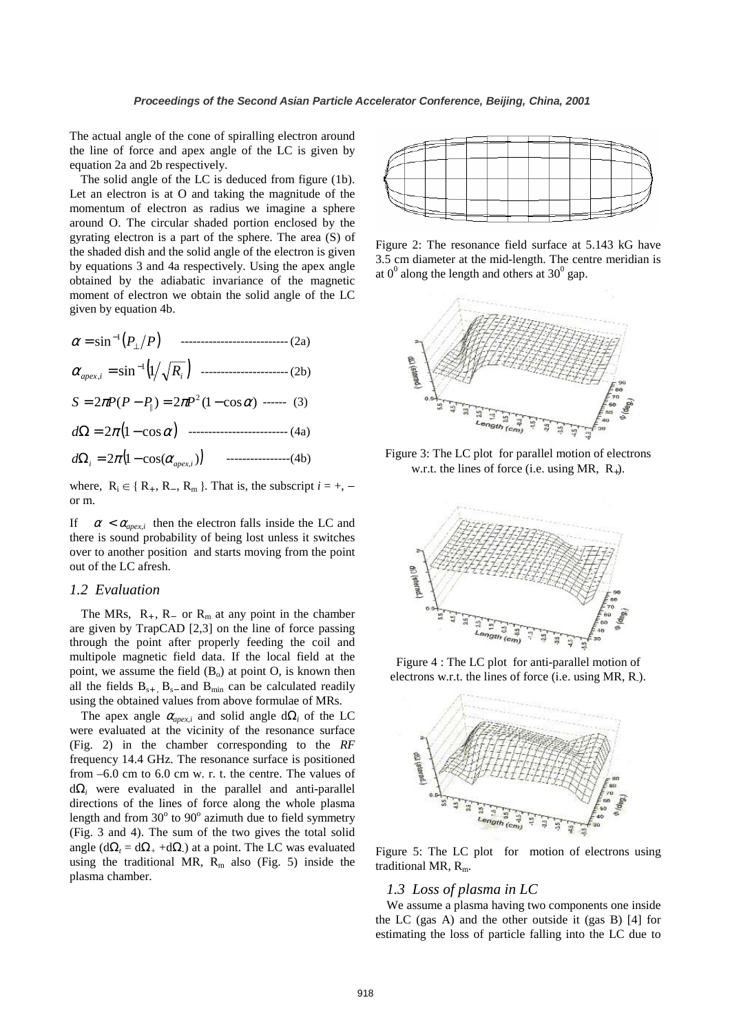The actual angle of the cone of spiralling electron around the line of force and apex angle of the LC is given by equation 2a and 2b respectively.

The solid angle of the LC is deduced from figure (1b). Let an electron is at O and taking the magnitude of the momentum of electron as radius we imagine a sphere around O. The circular shaded portion enclosed by the gyrating electron is a part of the sphere. The area (S) of the shaded dish and the solid angle of the electron is given by equations 3 and 4a respectively. Using the apex angle obtained by the adiabatic invariance of the magnetic moment of electron we obtain the solid angle of the LC given by equation 4b.

$$\alpha = \sin^{-1}\left(P_{\perp}/P\right) \quad \text{-------------------------- (2a)}$$

$$\alpha_{apex,i} = \sin^{-1}\left(1/\sqrt{R_i}\right) \quad \text{-------------------- (2b)}$$

$$S = 2\pi P(P - P_{\parallel}) = 2\pi P^2(1 - \cos\alpha) \quad \text{------ (3)}$$

$$d\Omega = 2\pi\left(1 - \cos\alpha\right) \quad \text{------------------------ (4a)}$$

$$d\Omega_i = 2\pi\left(1 - \cos(\alpha_{apex,i})\right) \quad \text{----------------(4b)}$$

where, $R_i \in \{ R_+, R_-, R_m \}$. That is, the subscript $i$ = +, – or m.

If $\alpha < \alpha_{apex,i}$ then the electron falls inside the LC and there is sound probability of being lost unless it switches over to another position and starts moving from the point out of the LC afresh.

### *1.2 Evaluation*

The MRs, $R_+$, $R_-$ or $R_m$ at any point in the chamber are given by TrapCAD [2,3] on the line of force passing through the point after properly feeding the coil and multipole magnetic field data. If the local field at the point, we assume the field ($B_o$) at point O, is known then all the fields $B_{s+}$, $B_{s-}$ and $B_{min}$ can be calculated readily using the obtained values from above formulae of MRs.

The apex angle $\alpha_{apex,i}$ and solid angle $d\Omega_i$ of the LC were evaluated at the vicinity of the resonance surface (Fig. 2) in the chamber corresponding to the *RF* frequency 14.4 GHz. The resonance surface is positioned from –6.0 cm to 6.0 cm w. r. t. the centre. The values of $d\Omega_i$ were evaluated in the parallel and anti-parallel directions of the lines of force along the whole plasma length and from 30° to 90° azimuth due to field symmetry (Fig. 3 and 4). The sum of the two gives the total solid angle ($d\Omega_t = d\Omega_+ + d\Omega_-$) at a point. The LC was evaluated using the traditional MR, $R_m$ also (Fig. 5) inside the plasma chamber.

Figure 2: The resonance field surface at 5.143 kG have 3.5 cm diameter at the mid-length. The centre meridian is at $0^0$ along the length and others at $30^0$ gap.

Figure 3: The LC plot for parallel motion of electrons w.r.t. the lines of force (i.e. using MR, $R_+$).

Figure 4 : The LC plot for anti-parallel motion of electrons w.r.t. the lines of force (i.e. using MR, $R_-$).

Figure 5: The LC plot for motion of electrons using traditional MR, $R_m$.

### *1.3 Loss of plasma in LC*

We assume a plasma having two components one inside the LC (gas A) and the other outside it (gas B) [4] for estimating the loss of particle falling into the LC due to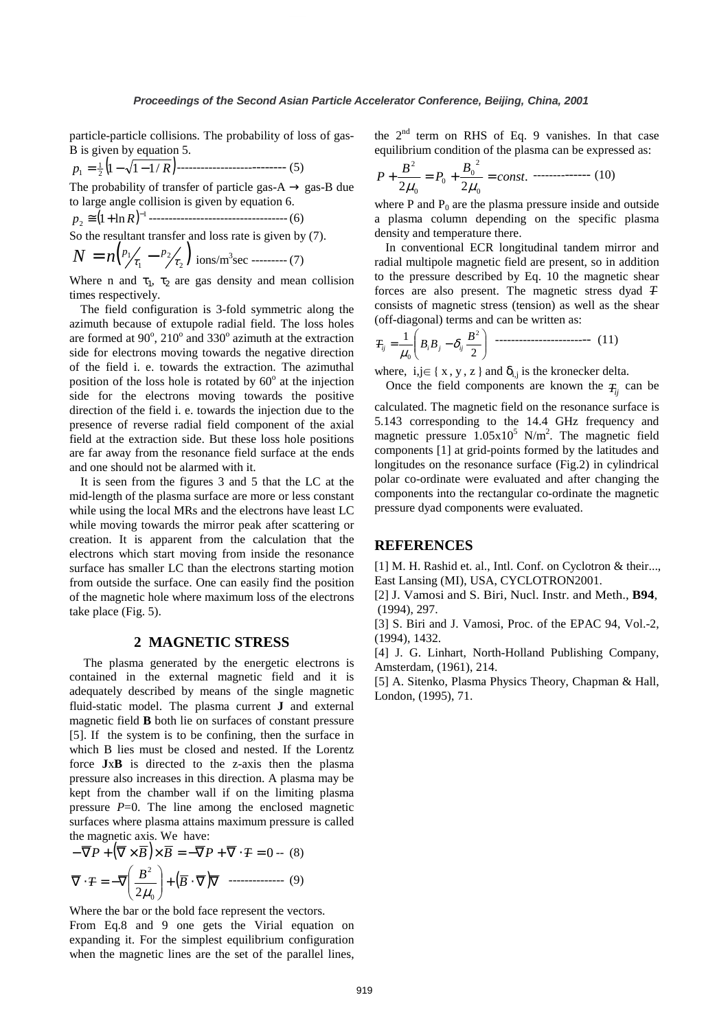particle-particle collisions. The probability of loss of gas-B is given by equation 5.

$$p_1 = \tfrac{1}{2}\left(1-\sqrt{1-1/R}\right) \text{---------------------------- (5)}$$

The probability of transfer of particle gas-A → gas-B due to large angle collision is given by equation 6.

$$p_2 \cong (1+\ln R)^{-1} \text{------------------------------------ (6)}$$

So the resultant transfer and loss rate is given by (7).

$$N = n\left(\frac{p_1}{\tau_1} - \frac{p_2}{\tau_2}\right) \text{ ions/m}^3\text{sec --------- (7)}$$

Where n and $\tau_1$, $\tau_2$ are gas density and mean collision times respectively.

The field configuration is 3-fold symmetric along the azimuth because of extupole radial field. The loss holes are formed at 90°, 210° and 330° azimuth at the extraction side for electrons moving towards the negative direction of the field i. e. towards the extraction. The azimuthal position of the loss hole is rotated by 60° at the injection side for the electrons moving towards the positive direction of the field i. e. towards the injection due to the presence of reverse radial field component of the axial field at the extraction side. But these loss hole positions are far away from the resonance field surface at the ends and one should not be alarmed with it.

It is seen from the figures 3 and 5 that the LC at the mid-length of the plasma surface are more or less constant while using the local MRs and the electrons have least LC while moving towards the mirror peak after scattering or creation. It is apparent from the calculation that the electrons which start moving from inside the resonance surface has smaller LC than the electrons starting motion from outside the surface. One can easily find the position of the magnetic hole where maximum loss of the electrons take place (Fig. 5).

## 2 MAGNETIC STRESS

The plasma generated by the energetic electrons is contained in the external magnetic field and it is adequately described by means of the single magnetic fluid-static model. The plasma current **J** and external magnetic field **B** both lie on surfaces of constant pressure [5]. If the system is to be confining, then the surface in which B lies must be closed and nested. If the Lorentz force **J**x**B** is directed to the z-axis then the plasma pressure also increases in this direction. A plasma may be kept from the chamber wall if on the limiting plasma pressure *P*=0. The line among the enclosed magnetic surfaces where plasma attains maximum pressure is called the magnetic axis. We have:

$$-\nabla P + \left(\nabla \times \overline{B}\right)\times \overline{B} = -\nabla P + \nabla \cdot \mathcal{T} = 0 \text{ -- (8)}$$

$$\nabla \cdot \mathcal{T} = -\nabla\left(\frac{B^2}{2\mu_0}\right) + \left(\overline{B}\cdot\nabla\right)\nabla \text{ -------------- (9)}$$

Where the bar or the bold face represent the vectors.

From Eq.8 and 9 one gets the Virial equation on expanding it. For the simplest equilibrium configuration when the magnetic lines are the set of the parallel lines, the 2nd term on RHS of Eq. 9 vanishes. In that case equilibrium condition of the plasma can be expressed as:

$$P + \frac{B^2}{2\mu_0} = P_0 + \frac{B_0^{\;2}}{2\mu_0} = const. \text{ -------------- (10)}$$

where P and $P_0$ are the plasma pressure inside and outside a plasma column depending on the specific plasma density and temperature there.

In conventional ECR longitudinal tandem mirror and radial multipole magnetic field are present, so in addition to the pressure described by Eq. 10 the magnetic shear forces are also present. The magnetic stress dyad $\mathcal{T}$ consists of magnetic stress (tension) as well as the shear (off-diagonal) terms and can be written as:

$$\mathcal{T}_{ij} = \frac{1}{\mu_0}\left(B_i B_j - \delta_{ij}\frac{B^2}{2}\right) \text{ ----------------------- (11)}$$

where, i,j∈ { x , y , z } and $\delta_{i,j}$ is the kronecker delta.

Once the field components are known the $\mathcal{T}_{ij}$ can be calculated. The magnetic field on the resonance surface is 5.143 corresponding to the 14.4 GHz frequency and magnetic pressure $1.05\text{x}10^5$ N/m$^2$. The magnetic field components [1] at grid-points formed by the latitudes and longitudes on the resonance surface (Fig.2) in cylindrical polar co-ordinate were evaluated and after changing the components into the rectangular co-ordinate the magnetic pressure dyad components were evaluated.

## REFERENCES

[1] M. H. Rashid et. al., Intl. Conf. on Cyclotron & their..., East Lansing (MI), USA, CYCLOTRON2001.

[2] J. Vamosi and S. Biri, Nucl. Instr. and Meth., **B94**, (1994), 297.

[3] S. Biri and J. Vamosi, Proc. of the EPAC 94, Vol.-2, (1994), 1432.

[4] J. G. Linhart, North-Holland Publishing Company, Amsterdam, (1961), 214.

[5] A. Sitenko, Plasma Physics Theory, Chapman & Hall, London, (1995), 71.